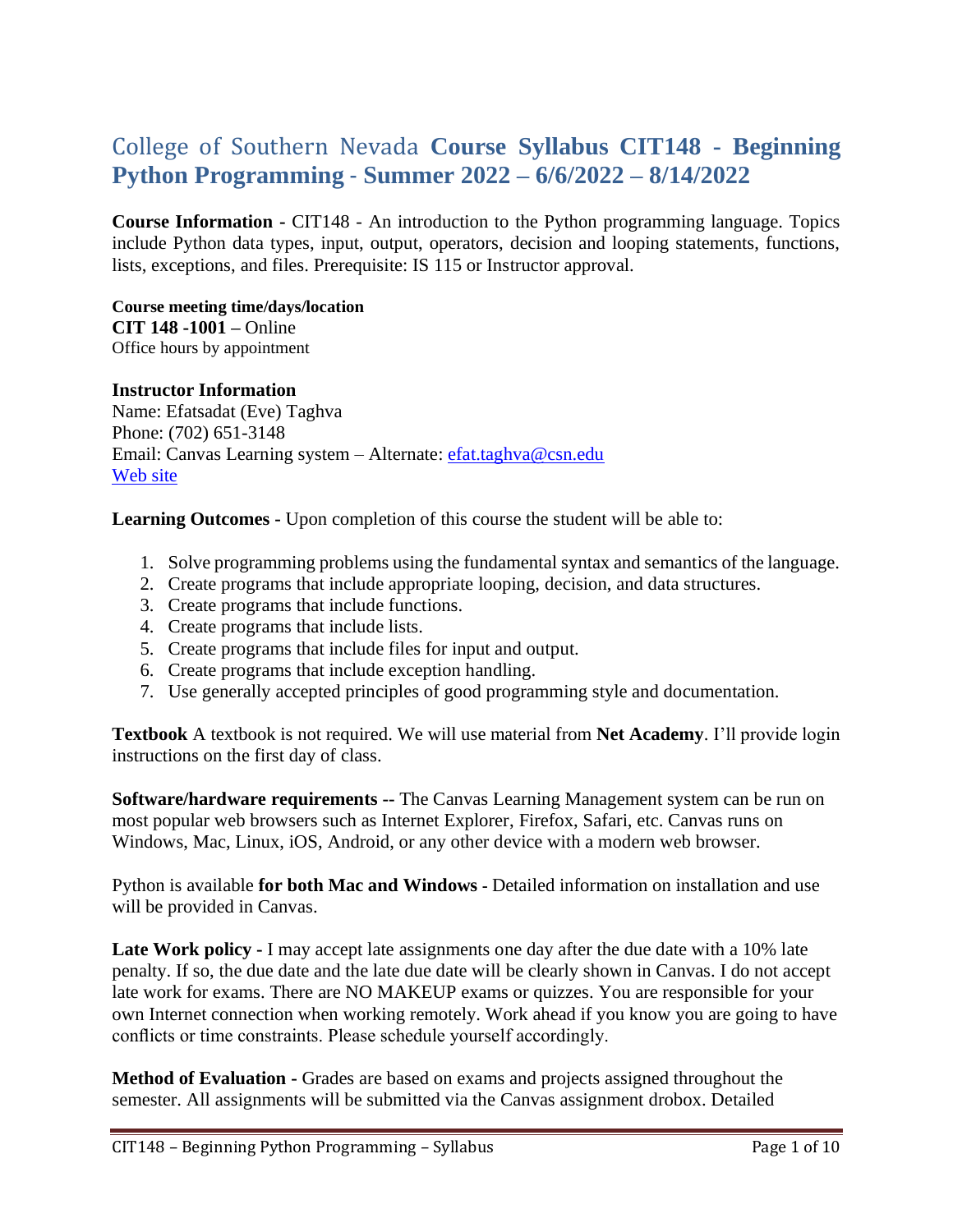# College of Southern Nevada **Course Syllabus CIT148 - Beginning Python Programming - Summer 2022 – 6/6/2022 – 8/14/2022**

**Course Information -** CIT148 - An introduction to the Python programming language. Topics include Python data types, input, output, operators, decision and looping statements, functions, lists, exceptions, and files. Prerequisite: IS 115 or Instructor approval.

**Course meeting time/days/location**
**CIT 148 -1001 –** Online
Office hours by appointment

**Instructor Information**
Name: Efatsadat (Eve) Taghva
Phone: (702) 651-3148
Email: Canvas Learning system – Alternate: efat.taghva@csn.edu
Web site

**Learning Outcomes -** Upon completion of this course the student will be able to:

1. Solve programming problems using the fundamental syntax and semantics of the language.
2. Create programs that include appropriate looping, decision, and data structures.
3. Create programs that include functions.
4. Create programs that include lists.
5. Create programs that include files for input and output.
6. Create programs that include exception handling.
7. Use generally accepted principles of good programming style and documentation.

**Textbook** A textbook is not required. We will use material from **Net Academy**. I'll provide login instructions on the first day of class.

**Software/hardware requirements --** The Canvas Learning Management system can be run on most popular web browsers such as Internet Explorer, Firefox, Safari, etc. Canvas runs on Windows, Mac, Linux, iOS, Android, or any other device with a modern web browser.

Python is available **for both Mac and Windows** - Detailed information on installation and use will be provided in Canvas.

**Late Work policy -** I may accept late assignments one day after the due date with a 10% late penalty. If so, the due date and the late due date will be clearly shown in Canvas. I do not accept late work for exams. There are NO MAKEUP exams or quizzes. You are responsible for your own Internet connection when working remotely. Work ahead if you know you are going to have conflicts or time constraints. Please schedule yourself accordingly.

**Method of Evaluation -** Grades are based on exams and projects assigned throughout the semester. All assignments will be submitted via the Canvas assignment drobox. Detailed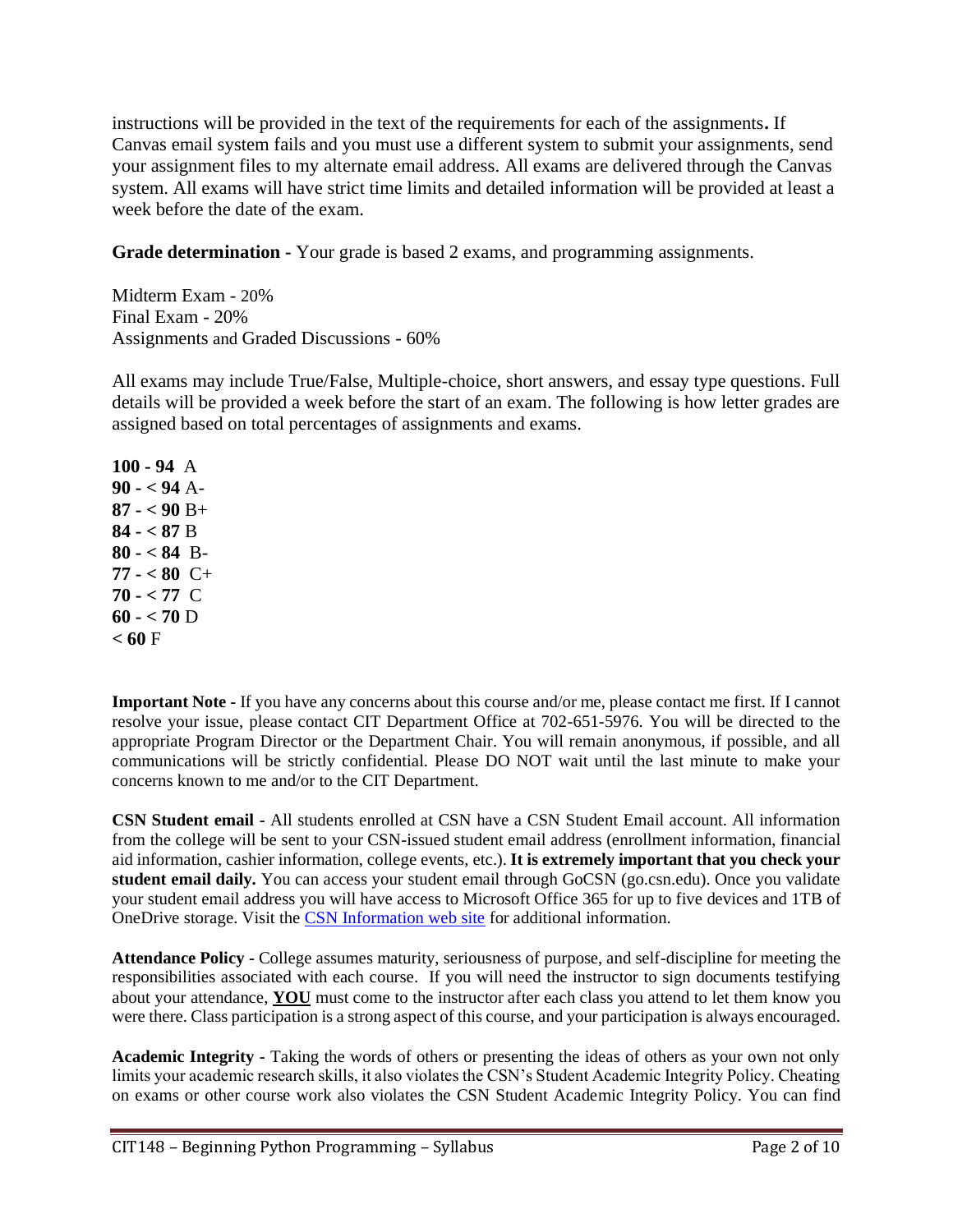instructions will be provided in the text of the requirements for each of the assignments**.** If Canvas email system fails and you must use a different system to submit your assignments, send your assignment files to my alternate email address. All exams are delivered through the Canvas system. All exams will have strict time limits and detailed information will be provided at least a week before the date of the exam.

**Grade determination** - Your grade is based 2 exams, and programming assignments.

Midterm Exam - 20%
Final Exam - 20%
Assignments and Graded Discussions - 60%

All exams may include True/False, Multiple-choice, short answers, and essay type questions. Full details will be provided a week before the start of an exam. The following is how letter grades are assigned based on total percentages of assignments and exams.

**100 - 94** A
**90 - < 94** A-
**87 - < 90** B+
**84 - < 87** B
**80 - < 84** B-
**77 - < 80** C+
**70 - < 77** C
**60 - < 70** D
**< 60** F

**Important Note** - If you have any concerns about this course and/or me, please contact me first. If I cannot resolve your issue, please contact CIT Department Office at 702-651-5976. You will be directed to the appropriate Program Director or the Department Chair. You will remain anonymous, if possible, and all communications will be strictly confidential. Please DO NOT wait until the last minute to make your concerns known to me and/or to the CIT Department.

**CSN Student email** - All students enrolled at CSN have a CSN Student Email account. All information from the college will be sent to your CSN-issued student email address (enrollment information, financial aid information, cashier information, college events, etc.). **It is extremely important that you check your student email daily.** You can access your student email through GoCSN (go.csn.edu). Once you validate your student email address you will have access to Microsoft Office 365 for up to five devices and 1TB of OneDrive storage. Visit the CSN Information web site for additional information.

**Attendance Policy** - College assumes maturity, seriousness of purpose, and self-discipline for meeting the responsibilities associated with each course. If you will need the instructor to sign documents testifying about your attendance, **YOU** must come to the instructor after each class you attend to let them know you were there. Class participation is a strong aspect of this course, and your participation is always encouraged.

**Academic Integrity** - Taking the words of others or presenting the ideas of others as your own not only limits your academic research skills, it also violates the CSN's Student Academic Integrity Policy. Cheating on exams or other course work also violates the CSN Student Academic Integrity Policy. You can find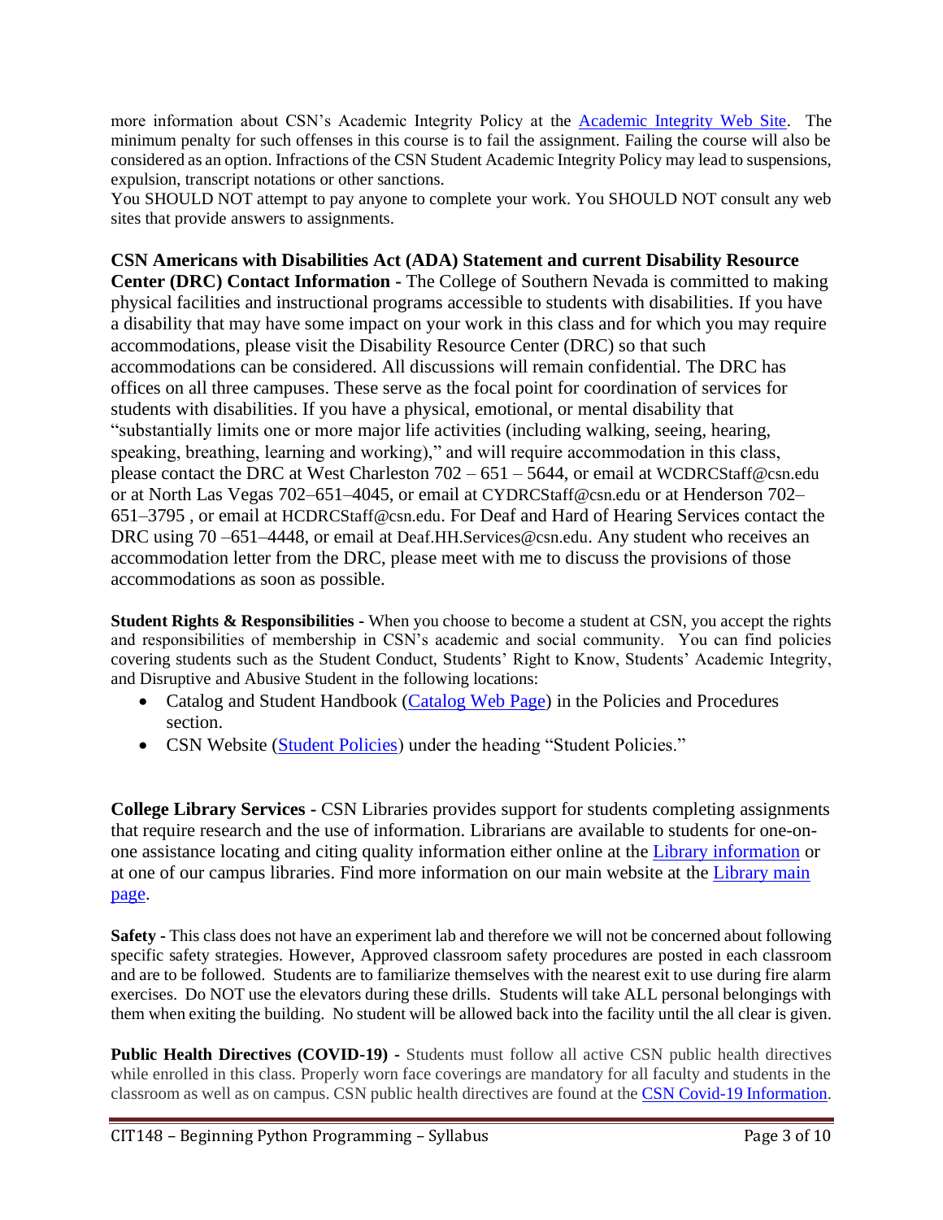more information about CSN's Academic Integrity Policy at the Academic Integrity Web Site. The minimum penalty for such offenses in this course is to fail the assignment. Failing the course will also be considered as an option. Infractions of the CSN Student Academic Integrity Policy may lead to suspensions, expulsion, transcript notations or other sanctions.
You SHOULD NOT attempt to pay anyone to complete your work. You SHOULD NOT consult any web sites that provide answers to assignments.

**CSN Americans with Disabilities Act (ADA) Statement and current Disability Resource Center (DRC) Contact Information -** The College of Southern Nevada is committed to making physical facilities and instructional programs accessible to students with disabilities. If you have a disability that may have some impact on your work in this class and for which you may require accommodations, please visit the Disability Resource Center (DRC) so that such accommodations can be considered. All discussions will remain confidential. The DRC has offices on all three campuses. These serve as the focal point for coordination of services for students with disabilities. If you have a physical, emotional, or mental disability that "substantially limits one or more major life activities (including walking, seeing, hearing, speaking, breathing, learning and working)," and will require accommodation in this class, please contact the DRC at West Charleston 702 – 651 – 5644, or email at WCDRCStaff@csn.edu or at North Las Vegas 702–651–4045, or email at CYDRCStaff@csn.edu or at Henderson 702–651–3795 , or email at HCDRCStaff@csn.edu. For Deaf and Hard of Hearing Services contact the DRC using 70 –651–4448, or email at Deaf.HH.Services@csn.edu. Any student who receives an accommodation letter from the DRC, please meet with me to discuss the provisions of those accommodations as soon as possible.

**Student Rights & Responsibilities -** When you choose to become a student at CSN, you accept the rights and responsibilities of membership in CSN's academic and social community. You can find policies covering students such as the Student Conduct, Students' Right to Know, Students' Academic Integrity, and Disruptive and Abusive Student in the following locations:

- Catalog and Student Handbook (Catalog Web Page) in the Policies and Procedures section.
- CSN Website (Student Policies) under the heading "Student Policies."

**College Library Services -** CSN Libraries provides support for students completing assignments that require research and the use of information. Librarians are available to students for one-on-one assistance locating and citing quality information either online at the Library information or at one of our campus libraries. Find more information on our main website at the Library main page.

**Safety -** This class does not have an experiment lab and therefore we will not be concerned about following specific safety strategies. However, Approved classroom safety procedures are posted in each classroom and are to be followed. Students are to familiarize themselves with the nearest exit to use during fire alarm exercises. Do NOT use the elevators during these drills. Students will take ALL personal belongings with them when exiting the building. No student will be allowed back into the facility until the all clear is given.

**Public Health Directives (COVID-19) -** Students must follow all active CSN public health directives while enrolled in this class. Properly worn face coverings are mandatory for all faculty and students in the classroom as well as on campus. CSN public health directives are found at the CSN Covid-19 Information.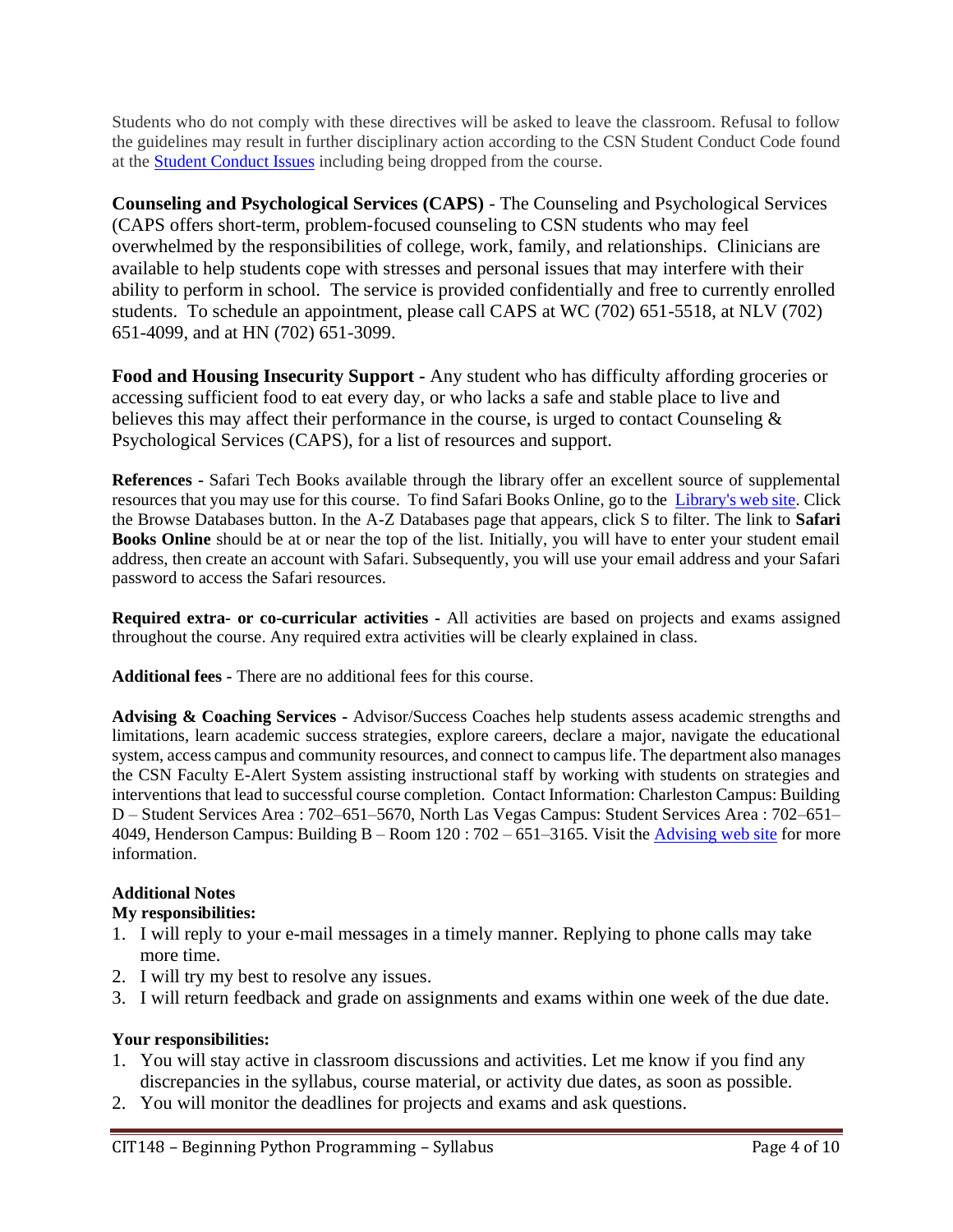Students who do not comply with these directives will be asked to leave the classroom. Refusal to follow the guidelines may result in further disciplinary action according to the CSN Student Conduct Code found at the [Student Conduct Issues] including being dropped from the course.

**Counseling and Psychological Services (CAPS)** - The Counseling and Psychological Services (CAPS offers short-term, problem-focused counseling to CSN students who may feel overwhelmed by the responsibilities of college, work, family, and relationships. Clinicians are available to help students cope with stresses and personal issues that may interfere with their ability to perform in school. The service is provided confidentially and free to currently enrolled students. To schedule an appointment, please call CAPS at WC (702) 651-5518, at NLV (702) 651-4099, and at HN (702) 651-3099.

**Food and Housing Insecurity Support -** Any student who has difficulty affording groceries or accessing sufficient food to eat every day, or who lacks a safe and stable place to live and believes this may affect their performance in the course, is urged to contact Counseling & Psychological Services (CAPS), for a list of resources and support.

**References -** Safari Tech Books available through the library offer an excellent source of supplemental resources that you may use for this course. To find Safari Books Online, go to the [Library's web site]. Click the Browse Databases button. In the A-Z Databases page that appears, click S to filter. The link to **Safari Books Online** should be at or near the top of the list. Initially, you will have to enter your student email address, then create an account with Safari. Subsequently, you will use your email address and your Safari password to access the Safari resources.

**Required extra- or co-curricular activities -** All activities are based on projects and exams assigned throughout the course. Any required extra activities will be clearly explained in class.

**Additional fees -** There are no additional fees for this course.

**Advising & Coaching Services -** Advisor/Success Coaches help students assess academic strengths and limitations, learn academic success strategies, explore careers, declare a major, navigate the educational system, access campus and community resources, and connect to campus life. The department also manages the CSN Faculty E-Alert System assisting instructional staff by working with students on strategies and interventions that lead to successful course completion. Contact Information: Charleston Campus: Building D – Student Services Area : 702–651–5670, North Las Vegas Campus: Student Services Area : 702–651–4049, Henderson Campus: Building B – Room 120 : 702 – 651–3165. Visit the [Advising web site] for more information.

**Additional Notes**

**My responsibilities:**

1. I will reply to your e-mail messages in a timely manner. Replying to phone calls may take more time.
2. I will try my best to resolve any issues.
3. I will return feedback and grade on assignments and exams within one week of the due date.

**Your responsibilities:**

1. You will stay active in classroom discussions and activities. Let me know if you find any discrepancies in the syllabus, course material, or activity due dates, as soon as possible.
2. You will monitor the deadlines for projects and exams and ask questions.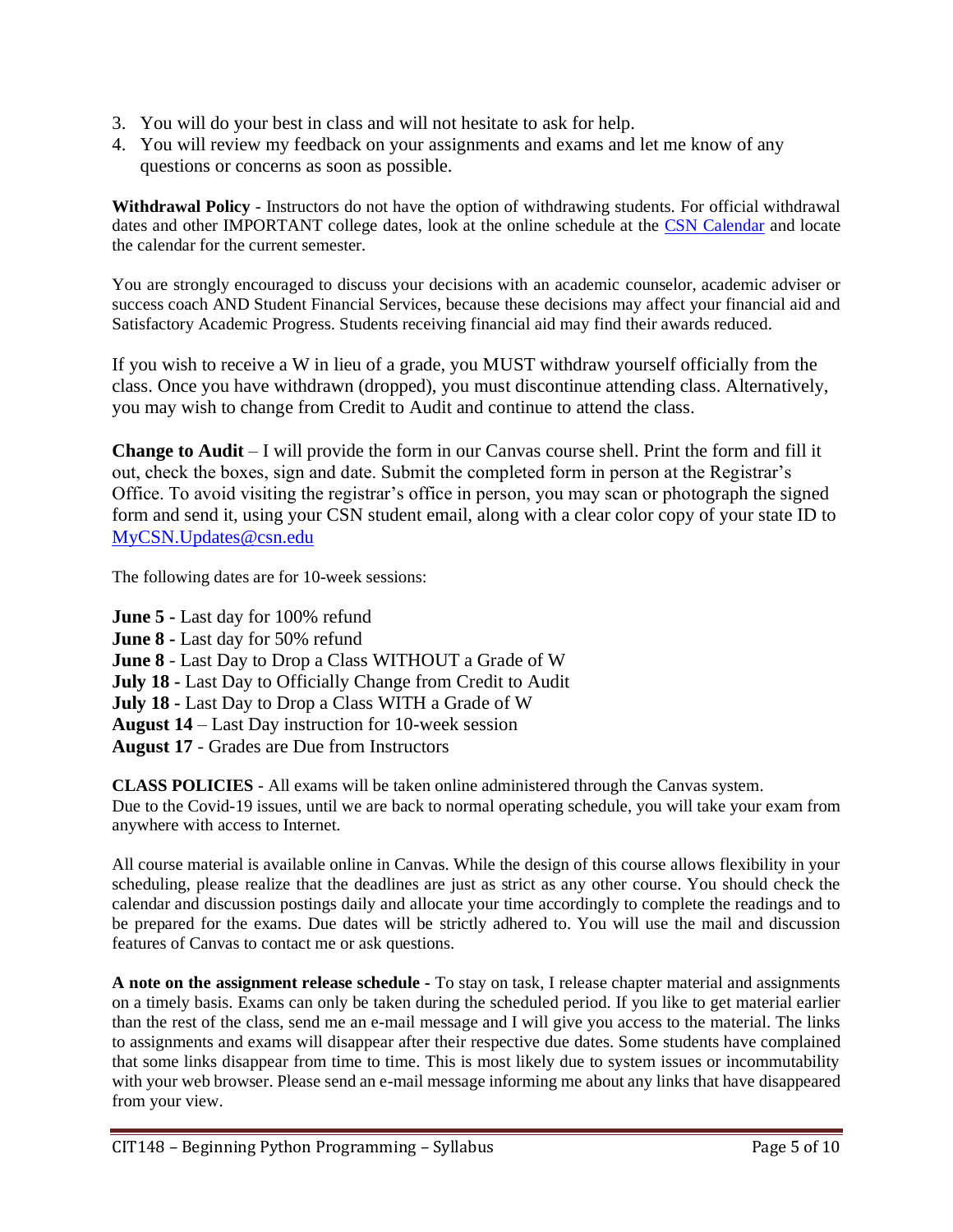3. You will do your best in class and will not hesitate to ask for help.
4. You will review my feedback on your assignments and exams and let me know of any questions or concerns as soon as possible.

**Withdrawal Policy** - Instructors do not have the option of withdrawing students. For official withdrawal dates and other IMPORTANT college dates, look at the online schedule at the [CSN Calendar]() and locate the calendar for the current semester.

You are strongly encouraged to discuss your decisions with an academic counselor, academic adviser or success coach AND Student Financial Services, because these decisions may affect your financial aid and Satisfactory Academic Progress. Students receiving financial aid may find their awards reduced.

If you wish to receive a W in lieu of a grade, you MUST withdraw yourself officially from the class. Once you have withdrawn (dropped), you must discontinue attending class. Alternatively, you may wish to change from Credit to Audit and continue to attend the class.

**Change to Audit** – I will provide the form in our Canvas course shell. Print the form and fill it out, check the boxes, sign and date. Submit the completed form in person at the Registrar's Office. To avoid visiting the registrar's office in person, you may scan or photograph the signed form and send it, using your CSN student email, along with a clear color copy of your state ID to MyCSN.Updates@csn.edu

The following dates are for 10-week sessions:

**June 5 -** Last day for 100% refund
**June 8 -** Last day for 50% refund
**June 8** - Last Day to Drop a Class WITHOUT a Grade of W
**July 18 -** Last Day to Officially Change from Credit to Audit
**July 18 -** Last Day to Drop a Class WITH a Grade of W
**August 14** – Last Day instruction for 10-week session
**August 17** - Grades are Due from Instructors

**CLASS POLICIES** - All exams will be taken online administered through the Canvas system. Due to the Covid-19 issues, until we are back to normal operating schedule, you will take your exam from anywhere with access to Internet.

All course material is available online in Canvas. While the design of this course allows flexibility in your scheduling, please realize that the deadlines are just as strict as any other course. You should check the calendar and discussion postings daily and allocate your time accordingly to complete the readings and to be prepared for the exams. Due dates will be strictly adhered to. You will use the mail and discussion features of Canvas to contact me or ask questions.

**A note on the assignment release schedule** - To stay on task, I release chapter material and assignments on a timely basis. Exams can only be taken during the scheduled period. If you like to get material earlier than the rest of the class, send me an e-mail message and I will give you access to the material. The links to assignments and exams will disappear after their respective due dates. Some students have complained that some links disappear from time to time. This is most likely due to system issues or incommutability with your web browser. Please send an e-mail message informing me about any links that have disappeared from your view.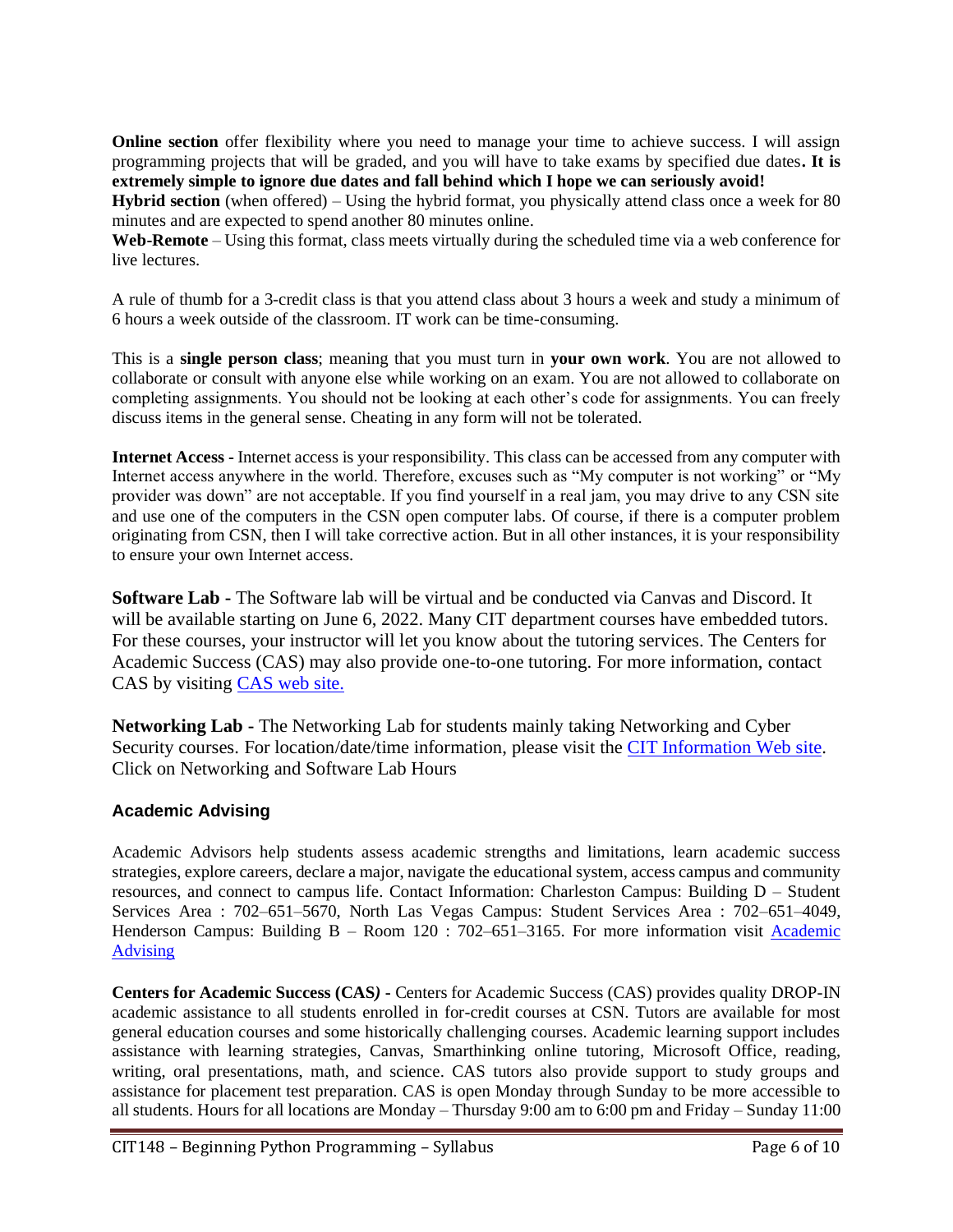**Online section** offer flexibility where you need to manage your time to achieve success. I will assign programming projects that will be graded, and you will have to take exams by specified due dates**. It is extremely simple to ignore due dates and fall behind which I hope we can seriously avoid!**

**Hybrid section** (when offered) – Using the hybrid format, you physically attend class once a week for 80 minutes and are expected to spend another 80 minutes online.

**Web-Remote** – Using this format, class meets virtually during the scheduled time via a web conference for live lectures.

A rule of thumb for a 3-credit class is that you attend class about 3 hours a week and study a minimum of 6 hours a week outside of the classroom. IT work can be time-consuming.

This is a **single person class**; meaning that you must turn in **your own work**. You are not allowed to collaborate or consult with anyone else while working on an exam. You are not allowed to collaborate on completing assignments. You should not be looking at each other's code for assignments. You can freely discuss items in the general sense. Cheating in any form will not be tolerated.

**Internet Access -** Internet access is your responsibility. This class can be accessed from any computer with Internet access anywhere in the world. Therefore, excuses such as "My computer is not working" or "My provider was down" are not acceptable. If you find yourself in a real jam, you may drive to any CSN site and use one of the computers in the CSN open computer labs. Of course, if there is a computer problem originating from CSN, then I will take corrective action. But in all other instances, it is your responsibility to ensure your own Internet access.

**Software Lab -** The Software lab will be virtual and be conducted via Canvas and Discord. It will be available starting on June 6, 2022. Many CIT department courses have embedded tutors. For these courses, your instructor will let you know about the tutoring services. The Centers for Academic Success (CAS) may also provide one-to-one tutoring. For more information, contact CAS by visiting CAS web site.

**Networking Lab -** The Networking Lab for students mainly taking Networking and Cyber Security courses. For location/date/time information, please visit the CIT Information Web site. Click on Networking and Software Lab Hours

### Academic Advising

Academic Advisors help students assess academic strengths and limitations, learn academic success strategies, explore careers, declare a major, navigate the educational system, access campus and community resources, and connect to campus life. Contact Information: Charleston Campus: Building D – Student Services Area : 702–651–5670, North Las Vegas Campus: Student Services Area : 702–651–4049, Henderson Campus: Building B – Room 120 : 702–651–3165. For more information visit Academic Advising

**Centers for Academic Success (CAS*)* -** Centers for Academic Success (CAS) provides quality DROP-IN academic assistance to all students enrolled in for-credit courses at CSN. Tutors are available for most general education courses and some historically challenging courses. Academic learning support includes assistance with learning strategies, Canvas, Smarthinking online tutoring, Microsoft Office, reading, writing, oral presentations, math, and science. CAS tutors also provide support to study groups and assistance for placement test preparation. CAS is open Monday through Sunday to be more accessible to all students. Hours for all locations are Monday – Thursday 9:00 am to 6:00 pm and Friday – Sunday 11:00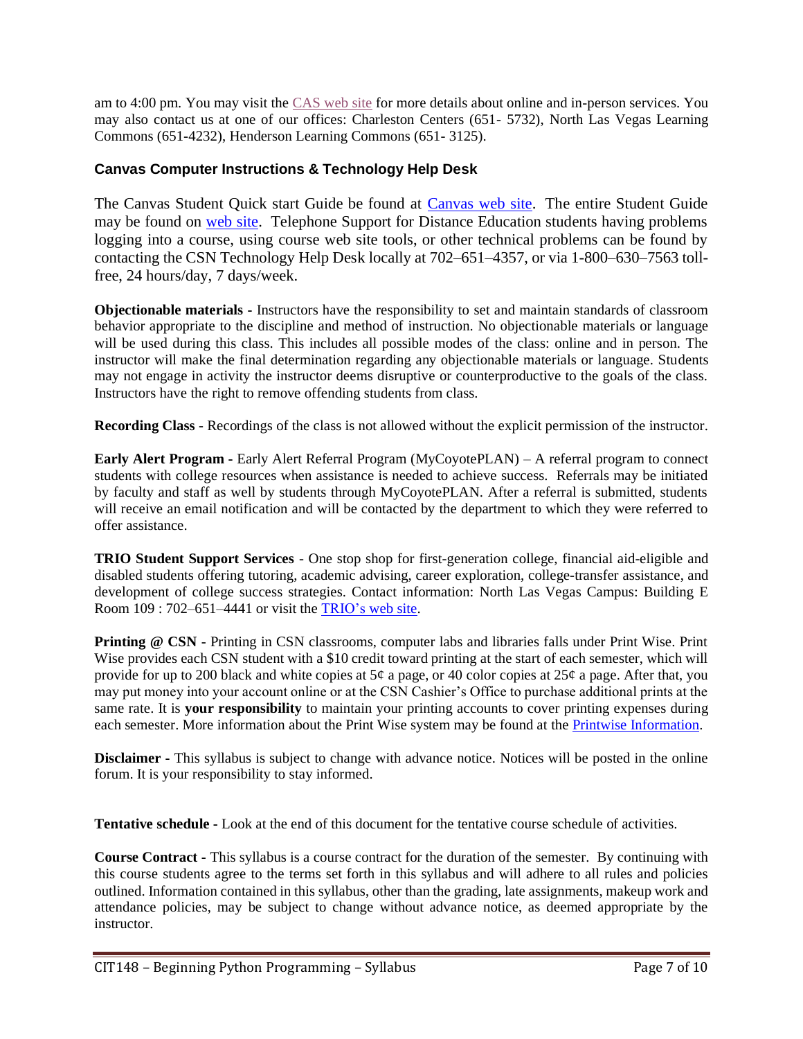am to 4:00 pm. You may visit the CAS web site for more details about online and in-person services. You may also contact us at one of our offices: Charleston Centers (651- 5732), North Las Vegas Learning Commons (651-4232), Henderson Learning Commons (651- 3125).

### Canvas Computer Instructions & Technology Help Desk

The Canvas Student Quick start Guide be found at Canvas web site. The entire Student Guide may be found on web site. Telephone Support for Distance Education students having problems logging into a course, using course web site tools, or other technical problems can be found by contacting the CSN Technology Help Desk locally at 702–651–4357, or via 1-800–630–7563 toll-free, 24 hours/day, 7 days/week.

**Objectionable materials** - Instructors have the responsibility to set and maintain standards of classroom behavior appropriate to the discipline and method of instruction. No objectionable materials or language will be used during this class. This includes all possible modes of the class: online and in person. The instructor will make the final determination regarding any objectionable materials or language. Students may not engage in activity the instructor deems disruptive or counterproductive to the goals of the class. Instructors have the right to remove offending students from class.

**Recording Class** - Recordings of the class is not allowed without the explicit permission of the instructor.

**Early Alert Program** - Early Alert Referral Program (MyCoyotePLAN) – A referral program to connect students with college resources when assistance is needed to achieve success. Referrals may be initiated by faculty and staff as well by students through MyCoyotePLAN. After a referral is submitted, students will receive an email notification and will be contacted by the department to which they were referred to offer assistance.

**TRIO Student Support Services** - One stop shop for first-generation college, financial aid-eligible and disabled students offering tutoring, academic advising, career exploration, college-transfer assistance, and development of college success strategies. Contact information: North Las Vegas Campus: Building E Room 109 : 702–651–4441 or visit the TRIO's web site.

**Printing @ CSN** - Printing in CSN classrooms, computer labs and libraries falls under Print Wise. Print Wise provides each CSN student with a $10 credit toward printing at the start of each semester, which will provide for up to 200 black and white copies at 5¢ a page, or 40 color copies at 25¢ a page. After that, you may put money into your account online or at the CSN Cashier's Office to purchase additional prints at the same rate. It is **your responsibility** to maintain your printing accounts to cover printing expenses during each semester. More information about the Print Wise system may be found at the Printwise Information.

**Disclaimer** - This syllabus is subject to change with advance notice. Notices will be posted in the online forum. It is your responsibility to stay informed.

**Tentative schedule** - Look at the end of this document for the tentative course schedule of activities.

**Course Contract** - This syllabus is a course contract for the duration of the semester. By continuing with this course students agree to the terms set forth in this syllabus and will adhere to all rules and policies outlined. Information contained in this syllabus, other than the grading, late assignments, makeup work and attendance policies, may be subject to change without advance notice, as deemed appropriate by the instructor.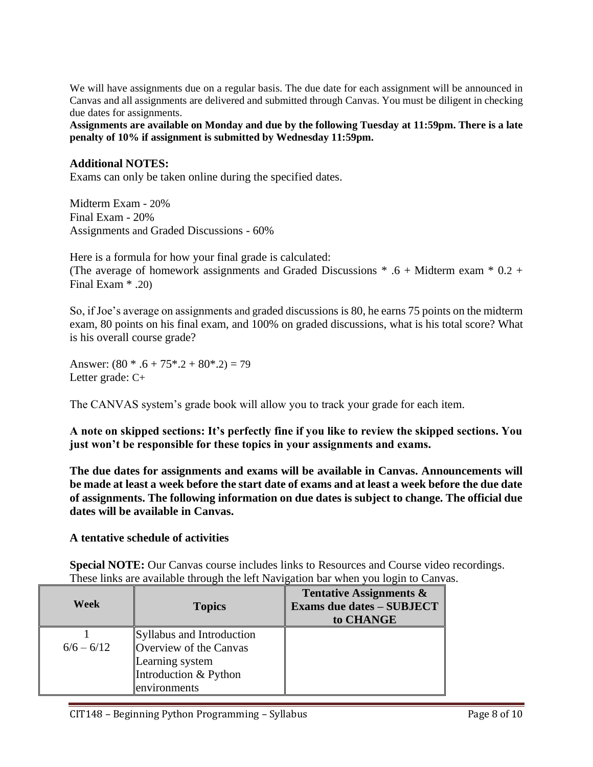We will have assignments due on a regular basis. The due date for each assignment will be announced in Canvas and all assignments are delivered and submitted through Canvas. You must be diligent in checking due dates for assignments.

**Assignments are available on Monday and due by the following Tuesday at 11:59pm. There is a late penalty of 10% if assignment is submitted by Wednesday 11:59pm.**

### Additional NOTES:

Exams can only be taken online during the specified dates.

Midterm Exam - 20%
Final Exam - 20%
Assignments and Graded Discussions - 60%

Here is a formula for how your final grade is calculated:
(The average of homework assignments and Graded Discussions * .6 + Midterm exam * 0.2 + Final Exam * .20)

So, if Joe's average on assignments and graded discussions is 80, he earns 75 points on the midterm exam, 80 points on his final exam, and 100% on graded discussions, what is his total score? What is his overall course grade?

Answer: (80 * .6 + 75*.2 + 80*.2) = 79
Letter grade: C+

The CANVAS system's grade book will allow you to track your grade for each item.

**A note on skipped sections: It's perfectly fine if you like to review the skipped sections. You just won't be responsible for these topics in your assignments and exams.**

**The due dates for assignments and exams will be available in Canvas. Announcements will be made at least a week before the start date of exams and at least a week before the due date of assignments. The following information on due dates is subject to change. The official due dates will be available in Canvas.**

**A tentative schedule of activities**

**Special NOTE:** Our Canvas course includes links to Resources and Course video recordings. These links are available through the left Navigation bar when you login to Canvas.

| Week | Topics | Tentative Assignments & Exams due dates – SUBJECT to CHANGE |
|---|---|---|
| 1<br>6/6 – 6/12 | Syllabus and Introduction<br>Overview of the Canvas Learning system<br>Introduction & Python environments | |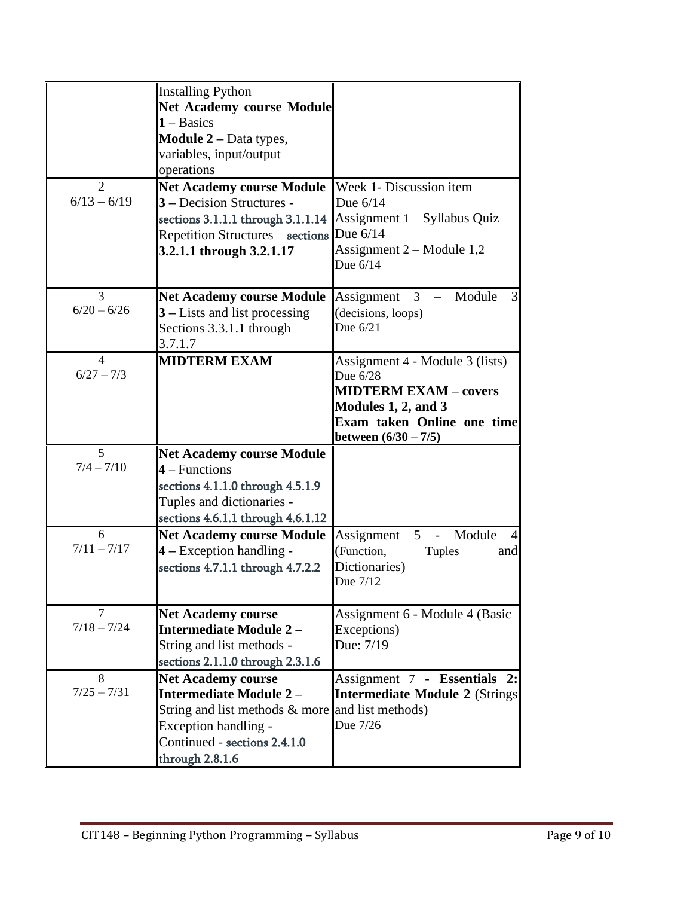| | | |
|---|---|---|
| | Installing Python **Net Academy course Module 1** – Basics **Module 2 –** Data types, variables, input/output operations | |
| 2 6/13 – 6/19 | **Net Academy course Module 3** – Decision Structures - sections 3.1.1.1 through 3.1.1.14 Repetition Structures – sections **3.2.1.1 through 3.2.1.17** | Week 1- Discussion item Due 6/14 Assignment 1 – Syllabus Quiz Due 6/14 Assignment 2 – Module 1,2 Due 6/14 |
| 3 6/20 – 6/26 | **Net Academy course Module 3** – Lists and list processing Sections 3.3.1.1 through 3.7.1.7 | Assignment 3 – Module 3 (decisions, loops) Due 6/21 |
| 4 6/27 – 7/3 | **MIDTERM EXAM** | Assignment 4 - Module 3 (lists) Due 6/28 **MIDTERM EXAM – covers Modules 1, 2, and 3 Exam taken Online one time between (6/30 – 7/5)** |
| 5 7/4 – 7/10 | **Net Academy course Module 4** – Functions sections 4.1.1.0 through 4.5.1.9 Tuples and dictionaries - sections 4.6.1.1 through 4.6.1.12 | |
| 6 7/11 – 7/17 | **Net Academy course Module 4** – Exception handling - sections 4.7.1.1 through 4.7.2.2 | Assignment 5 - Module 4 (Function, Tuples and Dictionaries) Due 7/12 |
| 7 7/18 – 7/24 | **Net Academy course Intermediate Module 2 –** String and list methods - sections 2.1.1.0 through 2.3.1.6 | Assignment 6 - Module 4 (Basic Exceptions) Due: 7/19 |
| 8 7/25 – 7/31 | **Net Academy course Intermediate Module 2 –** String and list methods & more Exception handling - Continued - sections 2.4.1.0 through 2.8.1.6 | Assignment 7 - **Essentials 2: Intermediate Module 2** (Strings and list methods) Due 7/26 |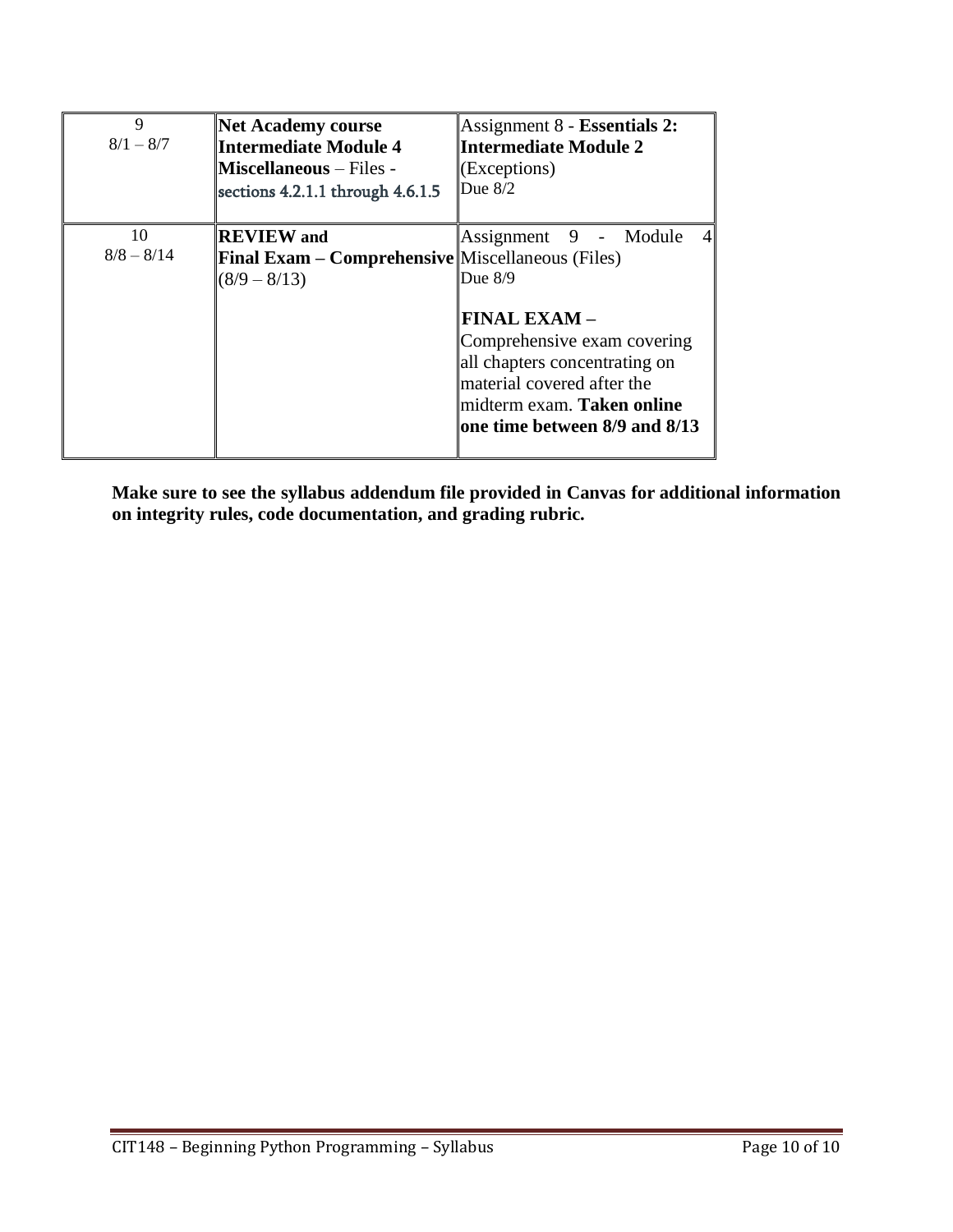| | | |
|---|---|---|
| 9<br>8/1 – 8/7 | **Net Academy course Intermediate Module 4 Miscellaneous** – Files - sections 4.2.1.1 through 4.6.1.5 | Assignment 8 - **Essentials 2: Intermediate Module 2** (Exceptions)<br>Due 8/2 |
| 10<br>8/8 – 8/14 | **REVIEW and Final Exam – Comprehensive** (8/9 – 8/13) | Assignment 9 - Module 4 Miscellaneous (Files)<br>Due 8/9<br><br>**FINAL EXAM –** Comprehensive exam covering all chapters concentrating on material covered after the midterm exam. **Taken online one time between 8/9 and 8/13** |

**Make sure to see the syllabus addendum file provided in Canvas for additional information on integrity rules, code documentation, and grading rubric.**